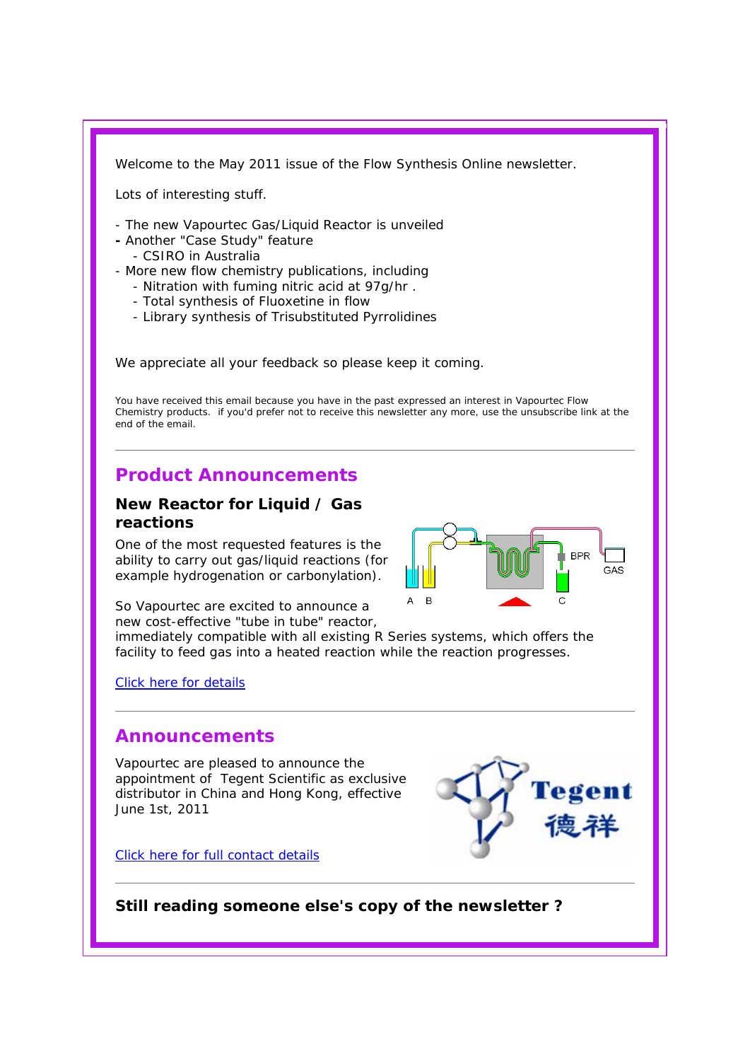Welcome to the May 2011 issue of the Flow Synthesis Online newsletter.

Lots of interesting stuff.

- The new Vapourtec Gas/Liquid Reactor is unveiled
- Another "Case Study" feature
  - CSIRO in Australia
- More new flow chemistry publications, including
  - Nitration with fuming nitric acid at 97g/hr .
  - Total synthesis of Fluoxetine in flow
  - Library synthesis of Trisubstituted Pyrrolidines

We appreciate all your feedback so please keep it coming.

You have received this email because you have in the past expressed an interest in Vapourtec Flow Chemistry products. if you'd prefer not to receive this newsletter any more, use the unsubscribe link at the end of the email.

---

## Product Announcements

### New Reactor for Liquid / Gas reactions

One of the most requested features is the ability to carry out gas/liquid reactions (for example hydrogenation or carbonylation).

So Vapourtec are excited to announce a new cost-effective "tube in tube" reactor, immediately compatible with all existing R Series systems, which offers the facility to feed gas into a heated reaction while the reaction progresses.

Click here for details

---

## Announcements

Vapourtec are pleased to announce the appointment of Tegent Scientific as exclusive distributor in China and Hong Kong, effective June 1st, 2011

Click here for full contact details

---

### Still reading someone else's copy of the newsletter ?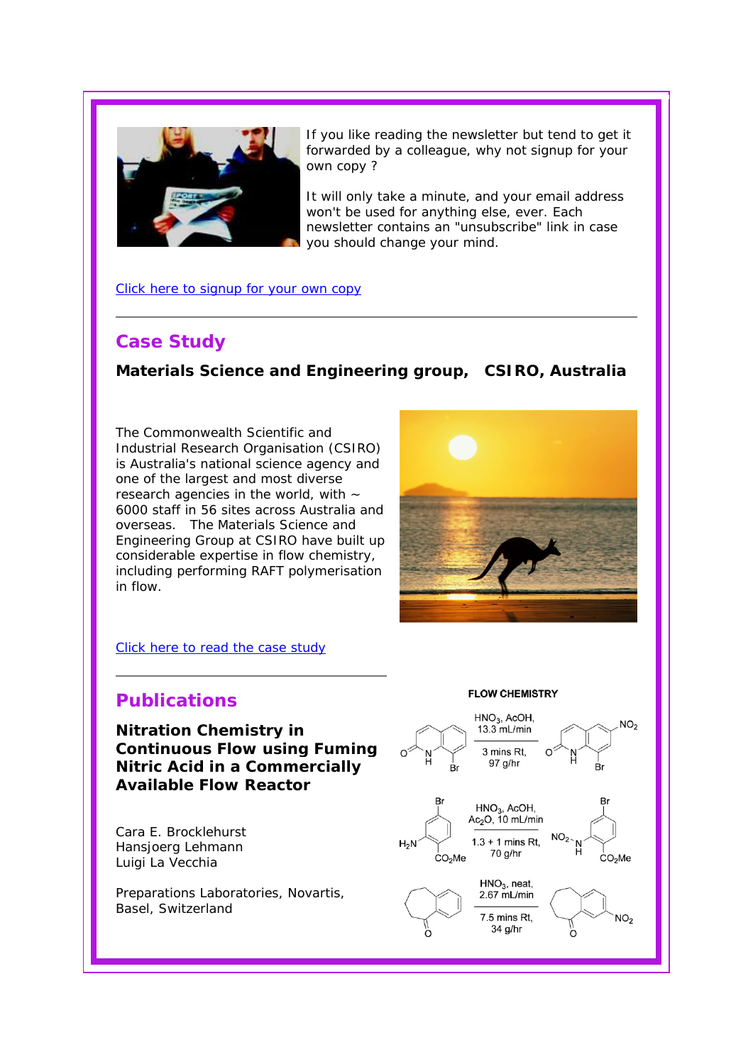If you like reading the newsletter but tend to get it forwarded by a colleague, why not signup for your own copy ?

It will only take a minute, and your email address won't be used for anything else, ever. Each newsletter contains an "unsubscribe" link in case you should change your mind.

Click here to signup for your own copy

---

## Case Study

### Materials Science and Engineering group, CSIRO, Australia

The Commonwealth Scientific and Industrial Research Organisation (CSIRO) is Australia's national science agency and one of the largest and most diverse research agencies in the world, with ~ 6000 staff in 56 sites across Australia and overseas. The Materials Science and Engineering Group at CSIRO have built up considerable expertise in flow chemistry, including performing RAFT polymerisation in flow.

Click here to read the case study

---

## Publications

### Nitration Chemistry in Continuous Flow using Fuming Nitric Acid in a Commercially Available Flow Reactor

Cara E. Brocklehurst
Hansjoerg Lehmann
Luigi La Vecchia

Preparations Laboratories, Novartis, Basel, Switzerland

FLOW CHEMISTRY

$HNO_3$, AcOH, 13.3 mL/min; 3 mins Rt, 97 g/hr

$HNO_3$, AcOH, $Ac_2O$, 10 mL/min; 1.3 + 1 mins Rt, 70 g/hr

$HNO_3$, neat, 2.67 mL/min; 7.5 mins Rt, 34 g/hr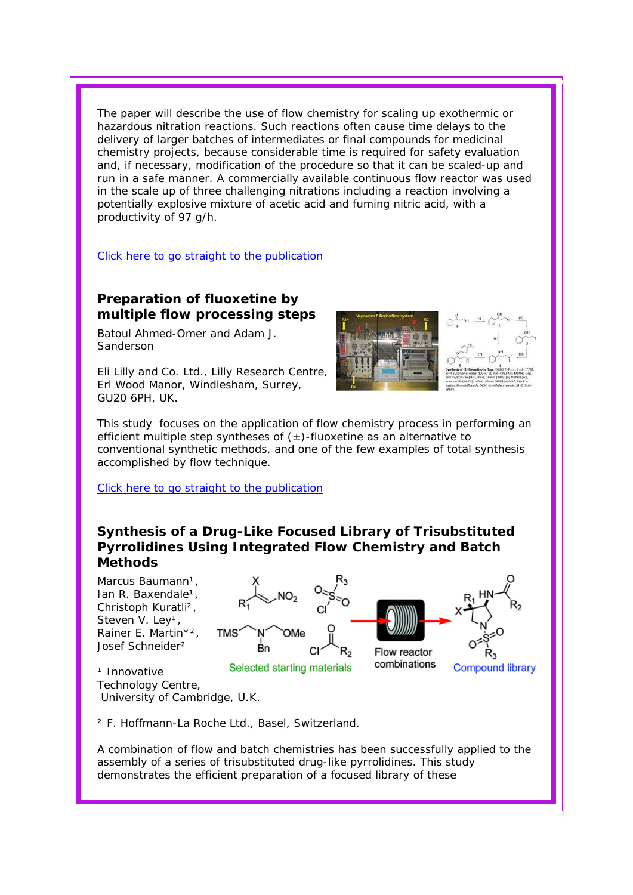The paper will describe the use of flow chemistry for scaling up exothermic or hazardous nitration reactions. Such reactions often cause time delays to the delivery of larger batches of intermediates or final compounds for medicinal chemistry projects, because considerable time is required for safety evaluation and, if necessary, modification of the procedure so that it can be scaled-up and run in a safe manner. A commercially available continuous flow reactor was used in the scale up of three challenging nitrations including a reaction involving a potentially explosive mixture of acetic acid and fuming nitric acid, with a productivity of 97 g/h.

Click here to go straight to the publication

### Preparation of fluoxetine by multiple flow processing steps

Batoul Ahmed-Omer and Adam J. Sanderson

Eli Lilly and Co. Ltd., Lilly Research Centre, Erl Wood Manor, Windlesham, Surrey, GU20 6PH, UK.

This study focuses on the application of flow chemistry process in performing an efficient multiple step syntheses of (±)-fluoxetine as an alternative to conventional synthetic methods, and one of the few examples of total synthesis accomplished by flow technique.

Click here to go straight to the publication

### Synthesis of a Drug-Like Focused Library of Trisubstituted Pyrrolidines Using Integrated Flow Chemistry and Batch Methods

Marcus Baumann[1], Ian R. Baxendale[1], Christoph Kuratli[2], Steven V. Ley[1], Rainer E. Martin*[2], Josef Schneider[2]

[1] Innovative Technology Centre, University of Cambridge, U.K.

[2] F. Hoffmann-La Roche Ltd., Basel, Switzerland.

A combination of flow and batch chemistries has been successfully applied to the assembly of a series of trisubstituted drug-like pyrrolidines. This study demonstrates the efficient preparation of a focused library of these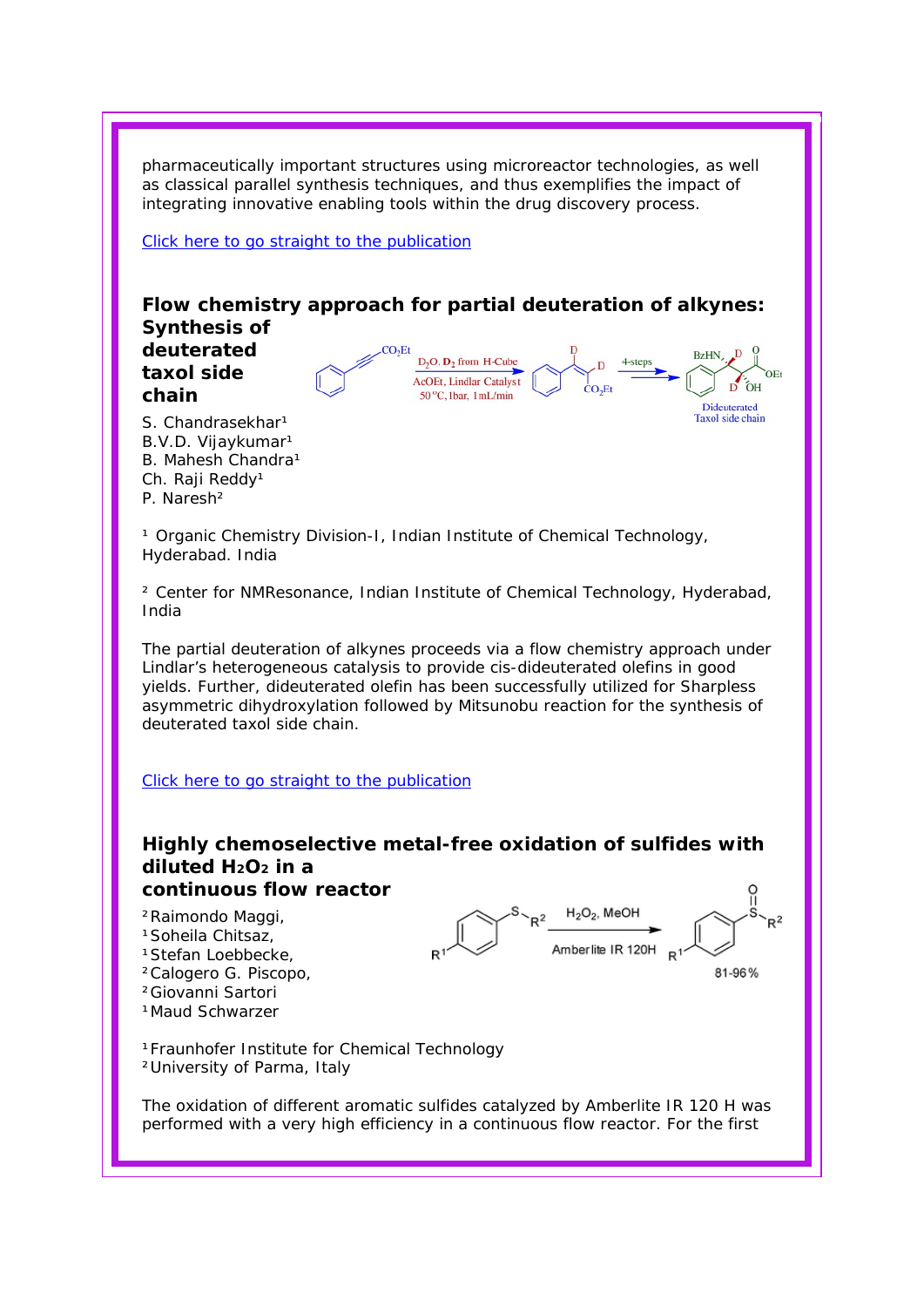pharmaceutically important structures using microreactor technologies, as well as classical parallel synthesis techniques, and thus exemplifies the impact of integrating innovative enabling tools within the drug discovery process.

Click here to go straight to the publication

## Flow chemistry approach for partial deuteration of alkynes: Synthesis of deuterated taxol side chain

S. Chandrasekhar[1]
B.V.D. Vijaykumar[1]
B. Mahesh Chandra[1]
Ch. Raji Reddy[1]
P. Naresh[2]

[1] Organic Chemistry Division-I, Indian Institute of Chemical Technology, Hyderabad. India

[2] Center for NMResonance, Indian Institute of Chemical Technology, Hyderabad, India

The partial deuteration of alkynes proceeds via a flow chemistry approach under Lindlar's heterogeneous catalysis to provide cis-dideuterated olefins in good yields. Further, dideuterated olefin has been successfully utilized for Sharpless asymmetric dihydroxylation followed by Mitsunobu reaction for the synthesis of deuterated taxol side chain.

Click here to go straight to the publication

## Highly chemoselective metal-free oxidation of sulfides with diluted $H_2O_2$ in a continuous flow reactor

[2] Raimondo Maggi,
[1] Soheila Chitsaz,
[1] Stefan Loebbecke,
[2] Calogero G. Piscopo,
[2] Giovanni Sartori
[1] Maud Schwarzer

[1] Fraunhofer Institute for Chemical Technology
[2] University of Parma, Italy

The oxidation of different aromatic sulfides catalyzed by Amberlite IR 120 H was performed with a very high efficiency in a continuous flow reactor. For the first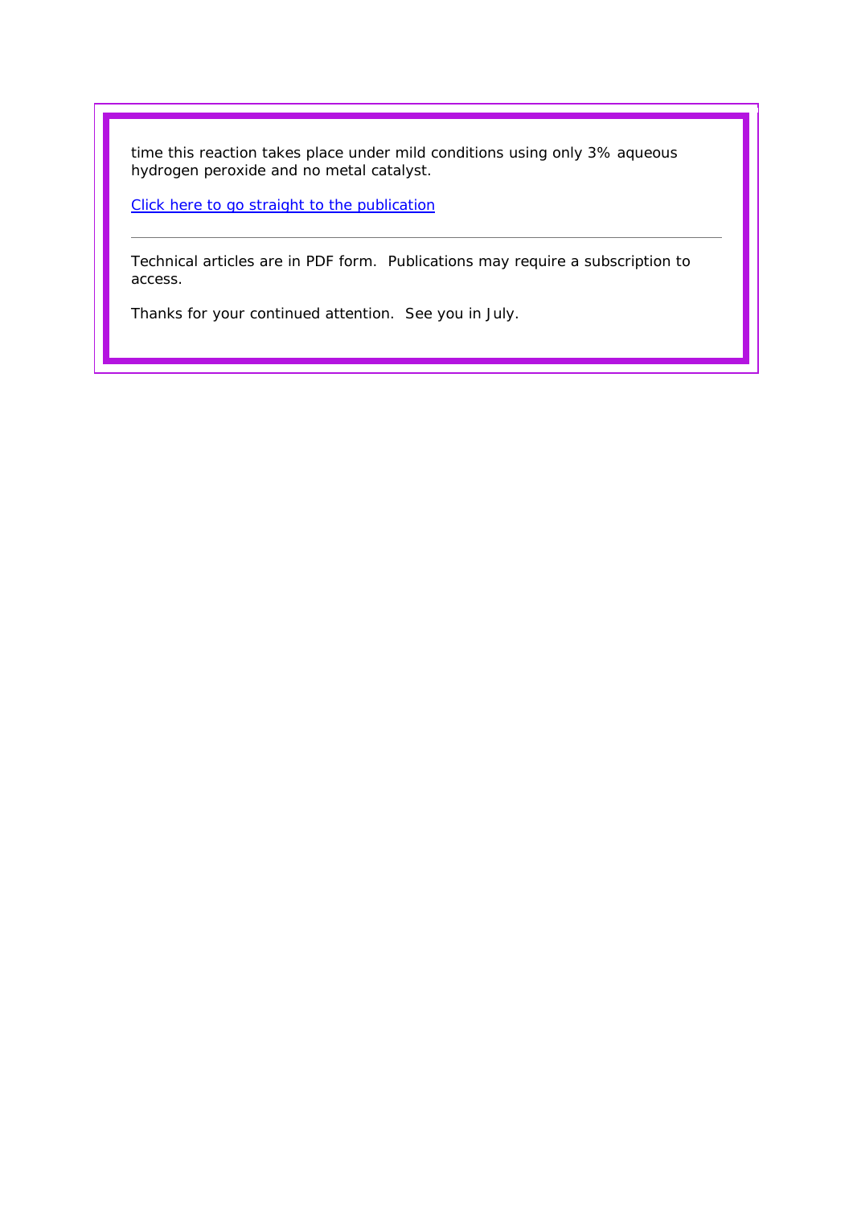time this reaction takes place under mild conditions using only 3% aqueous hydrogen peroxide and no metal catalyst.

Click here to go straight to the publication

---

Technical articles are in PDF form. Publications may require a subscription to access.

Thanks for your continued attention. See you in July.